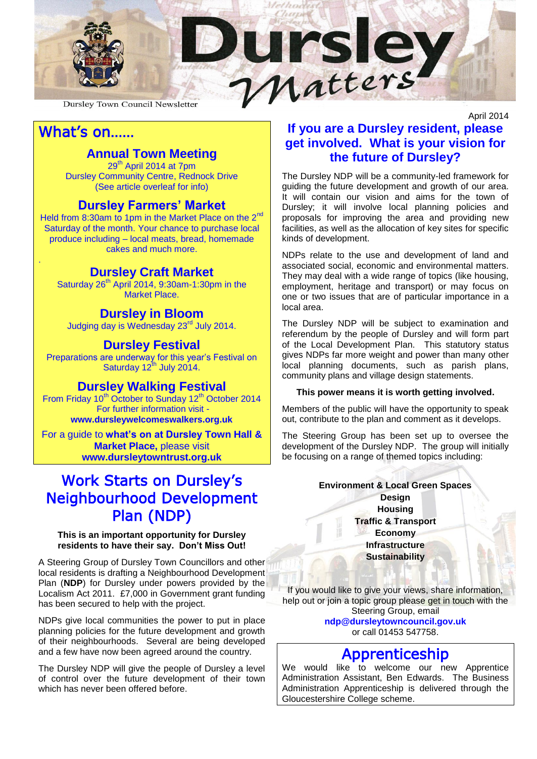# Dursley Matters

Dursley Town Council Newsletter

April 2014

## What's on......

### Annual Town Meeting

29th April 2014 at 7pm
Dursley Community Centre, Rednock Drive
(See article overleaf for info)

### Dursley Farmers' Market

Held from 8:30am to 1pm in the Market Place on the 2nd Saturday of the month. Your chance to purchase local produce including – local meats, bread, homemade cakes and much more.

### Dursley Craft Market

Saturday 26th April 2014, 9:30am-1:30pm in the Market Place.

### Dursley in Bloom

Judging day is Wednesday 23rd July 2014.

### Dursley Festival

Preparations are underway for this year's Festival on Saturday 12th July 2014.

### Dursley Walking Festival

From Friday 10th October to Sunday 12th October 2014
For further information visit - **www.dursleywelcomeswalkers.org.uk**

For a guide to **what's on at Dursley Town Hall & Market Place,** please visit **www.dursleytowntrust.org.uk**

## Work Starts on Dursley's Neighbourhood Development Plan (NDP)

**This is an important opportunity for Dursley residents to have their say. Don't Miss Out!**

A Steering Group of Dursley Town Councillors and other local residents is drafting a Neighbourhood Development Plan (**NDP**) for Dursley under powers provided by the Localism Act 2011. £7,000 in Government grant funding has been secured to help with the project.

NDPs give local communities the power to put in place planning policies for the future development and growth of their neighbourhoods. Several are being developed and a few have now been agreed around the country.

The Dursley NDP will give the people of Dursley a level of control over the future development of their town which has never been offered before.

### If you are a Dursley resident, please get involved. What is your vision for the future of Dursley?

The Dursley NDP will be a community-led framework for guiding the future development and growth of our area. It will contain our vision and aims for the town of Dursley; it will involve local planning policies and proposals for improving the area and providing new facilities, as well as the allocation of key sites for specific kinds of development.

NDPs relate to the use and development of land and associated social, economic and environmental matters. They may deal with a wide range of topics (like housing, employment, heritage and transport) or may focus on one or two issues that are of particular importance in a local area.

The Dursley NDP will be subject to examination and referendum by the people of Dursley and will form part of the Local Development Plan. This statutory status gives NDPs far more weight and power than many other local planning documents, such as parish plans, community plans and village design statements.

**This power means it is worth getting involved.**

Members of the public will have the opportunity to speak out, contribute to the plan and comment as it develops.

The Steering Group has been set up to oversee the development of the Dursley NDP. The group will initially be focusing on a range of themed topics including:

**Environment & Local Green Spaces**
**Design**
**Housing**
**Traffic & Transport**
**Economy**
**Infrastructure**
**Sustainability**

If you would like to give your views, share information, help out or join a topic group please get in touch with the Steering Group, email **ndp@dursleytowncouncil.gov.uk** or call 01453 547758.

## Apprenticeship

We would like to welcome our new Apprentice Administration Assistant, Ben Edwards. The Business Administration Apprenticeship is delivered through the Gloucestershire College scheme.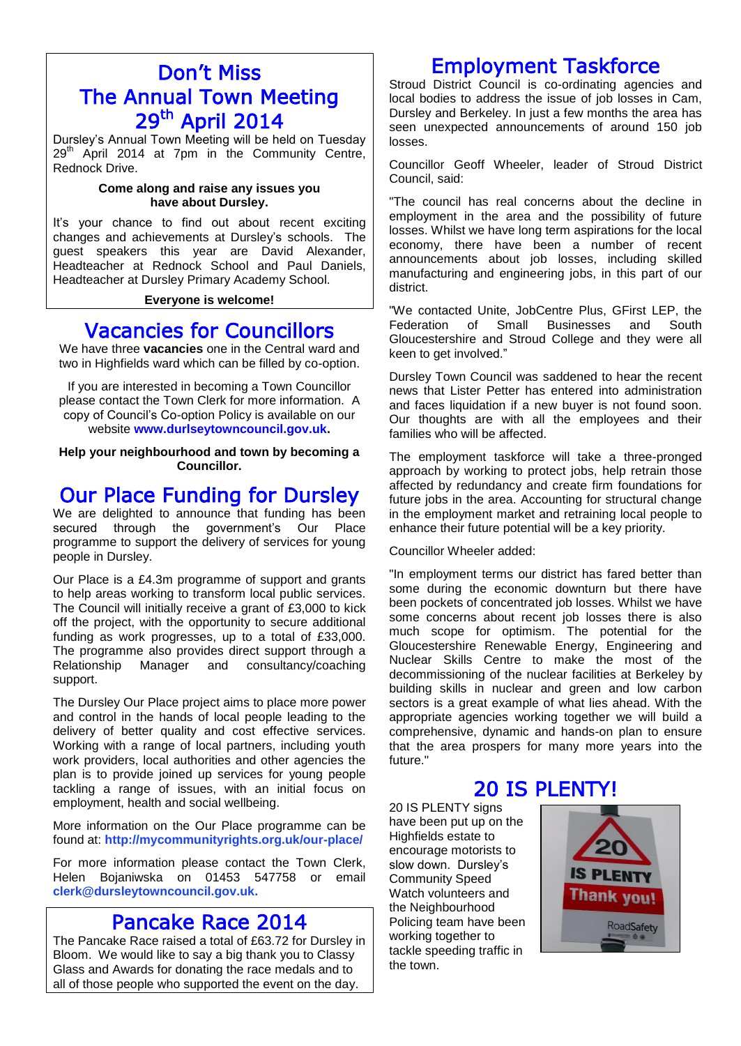## Don't Miss The Annual Town Meeting 29th April 2014

Dursley's Annual Town Meeting will be held on Tuesday 29th April 2014 at 7pm in the Community Centre, Rednock Drive.

**Come along and raise any issues you have about Dursley.**

It's your chance to find out about recent exciting changes and achievements at Dursley's schools. The guest speakers this year are David Alexander, Headteacher at Rednock School and Paul Daniels, Headteacher at Dursley Primary Academy School.

**Everyone is welcome!**

## Vacancies for Councillors

We have three **vacancies** one in the Central ward and two in Highfields ward which can be filled by co-option.

If you are interested in becoming a Town Councillor please contact the Town Clerk for more information. A copy of Council's Co-option Policy is available on our website **www.durlseytowncouncil.gov.uk.**

**Help your neighbourhood and town by becoming a Councillor.**

## Our Place Funding for Dursley

We are delighted to announce that funding has been secured through the government's Our Place programme to support the delivery of services for young people in Dursley.

Our Place is a £4.3m programme of support and grants to help areas working to transform local public services. The Council will initially receive a grant of £3,000 to kick off the project, with the opportunity to secure additional funding as work progresses, up to a total of £33,000. The programme also provides direct support through a Relationship Manager and consultancy/coaching support.

The Dursley Our Place project aims to place more power and control in the hands of local people leading to the delivery of better quality and cost effective services. Working with a range of local partners, including youth work providers, local authorities and other agencies the plan is to provide joined up services for young people tackling a range of issues, with an initial focus on employment, health and social wellbeing.

More information on the Our Place programme can be found at: **http://mycommunityrights.org.uk/our-place/**

For more information please contact the Town Clerk, Helen Bojaniwska on 01453 547758 or email **clerk@dursleytowncouncil.gov.uk.**

## Pancake Race 2014

The Pancake Race raised a total of £63.72 for Dursley in Bloom. We would like to say a big thank you to Classy Glass and Awards for donating the race medals and to all of those people who supported the event on the day.

## Employment Taskforce

Stroud District Council is co-ordinating agencies and local bodies to address the issue of job losses in Cam, Dursley and Berkeley. In just a few months the area has seen unexpected announcements of around 150 job losses.

Councillor Geoff Wheeler, leader of Stroud District Council, said:

"The council has real concerns about the decline in employment in the area and the possibility of future losses. Whilst we have long term aspirations for the local economy, there have been a number of recent announcements about job losses, including skilled manufacturing and engineering jobs, in this part of our district.

"We contacted Unite, JobCentre Plus, GFirst LEP, the Federation of Small Businesses and South Gloucestershire and Stroud College and they were all keen to get involved."

Dursley Town Council was saddened to hear the recent news that Lister Petter has entered into administration and faces liquidation if a new buyer is not found soon. Our thoughts are with all the employees and their families who will be affected.

The employment taskforce will take a three-pronged approach by working to protect jobs, help retrain those affected by redundancy and create firm foundations for future jobs in the area. Accounting for structural change in the employment market and retraining local people to enhance their future potential will be a key priority.

Councillor Wheeler added:

"In employment terms our district has fared better than some during the economic downturn but there have been pockets of concentrated job losses. Whilst we have some concerns about recent job losses there is also much scope for optimism. The potential for the Gloucestershire Renewable Energy, Engineering and Nuclear Skills Centre to make the most of the decommissioning of the nuclear facilities at Berkeley by building skills in nuclear and green and low carbon sectors is a great example of what lies ahead. With the appropriate agencies working together we will build a comprehensive, dynamic and hands-on plan to ensure that the area prospers for many more years into the future."

## 20 IS PLENTY!

20 IS PLENTY signs have been put up on the Highfields estate to encourage motorists to slow down. Dursley's Community Speed Watch volunteers and the Neighbourhood Policing team have been working together to tackle speeding traffic in the town.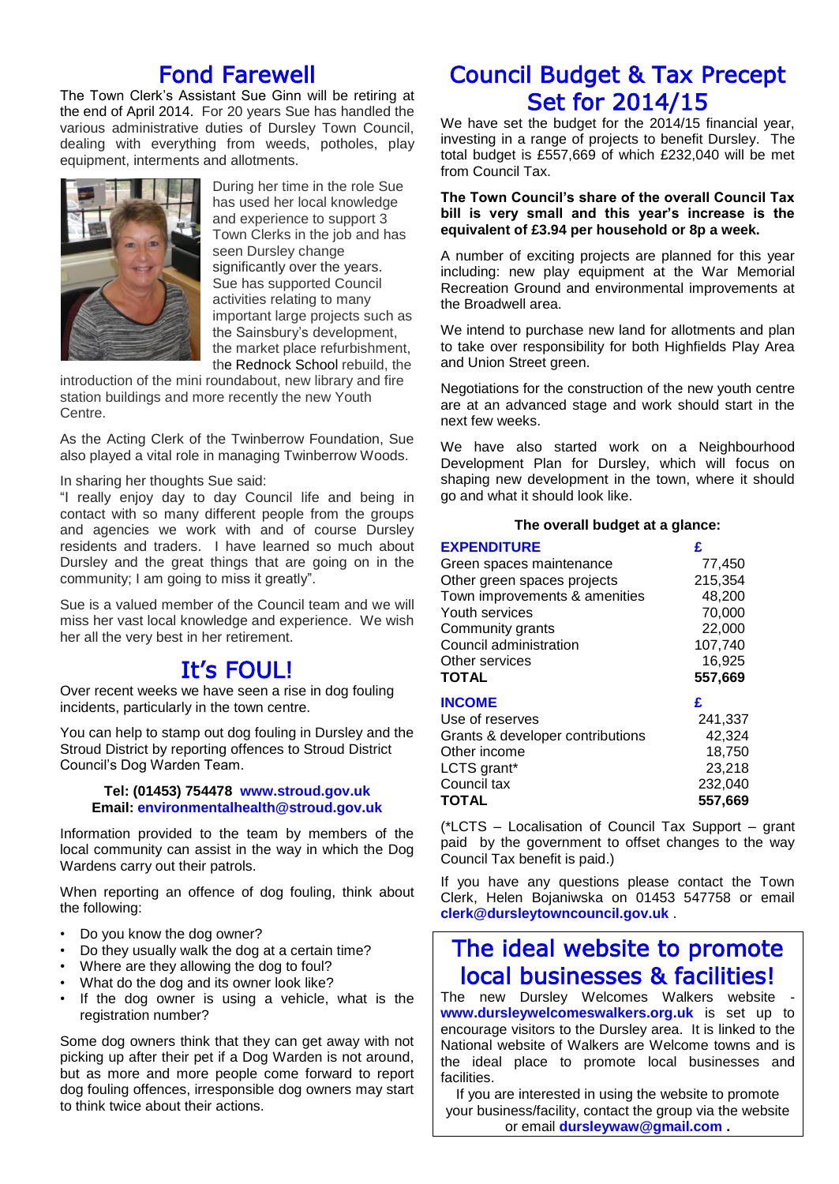## Fond Farewell

The Town Clerk's Assistant Sue Ginn will be retiring at the end of April 2014. For 20 years Sue has handled the various administrative duties of Dursley Town Council, dealing with everything from weeds, potholes, play equipment, interments and allotments.

During her time in the role Sue has used her local knowledge and experience to support 3 Town Clerks in the job and has seen Dursley change significantly over the years. Sue has supported Council activities relating to many important large projects such as the Sainsbury's development, the market place refurbishment, the Rednock School rebuild, the introduction of the mini roundabout, new library and fire station buildings and more recently the new Youth Centre.

As the Acting Clerk of the Twinberrow Foundation, Sue also played a vital role in managing Twinberrow Woods.

In sharing her thoughts Sue said:

"I really enjoy day to day Council life and being in contact with so many different people from the groups and agencies we work with and of course Dursley residents and traders. I have learned so much about Dursley and the great things that are going on in the community; I am going to miss it greatly".

Sue is a valued member of the Council team and we will miss her vast local knowledge and experience. We wish her all the very best in her retirement.

## It's FOUL!

Over recent weeks we have seen a rise in dog fouling incidents, particularly in the town centre.

You can help to stamp out dog fouling in Dursley and the Stroud District by reporting offences to Stroud District Council's Dog Warden Team.

**Tel: (01453) 754478 www.stroud.gov.uk**
**Email: environmentalhealth@stroud.gov.uk**

Information provided to the team by members of the local community can assist in the way in which the Dog Wardens carry out their patrols.

When reporting an offence of dog fouling, think about the following:

- Do you know the dog owner?
- Do they usually walk the dog at a certain time?
- Where are they allowing the dog to foul?
- What do the dog and its owner look like?
- If the dog owner is using a vehicle, what is the registration number?

Some dog owners think that they can get away with not picking up after their pet if a Dog Warden is not around, but as more and more people come forward to report dog fouling offences, irresponsible dog owners may start to think twice about their actions.

## Council Budget & Tax Precept Set for 2014/15

We have set the budget for the 2014/15 financial year, investing in a range of projects to benefit Dursley. The total budget is £557,669 of which £232,040 will be met from Council Tax.

**The Town Council's share of the overall Council Tax bill is very small and this year's increase is the equivalent of £3.94 per household or 8p a week.**

A number of exciting projects are planned for this year including: new play equipment at the War Memorial Recreation Ground and environmental improvements at the Broadwell area.

We intend to purchase new land for allotments and plan to take over responsibility for both Highfields Play Area and Union Street green.

Negotiations for the construction of the new youth centre are at an advanced stage and work should start in the next few weeks.

We have also started work on a Neighbourhood Development Plan for Dursley, which will focus on shaping new development in the town, where it should go and what it should look like.

**The overall budget at a glance:**

| **EXPENDITURE** | **£** |
|---|---|
| Green spaces maintenance | 77,450 |
| Other green spaces projects | 215,354 |
| Town improvements & amenities | 48,200 |
| Youth services | 70,000 |
| Community grants | 22,000 |
| Council administration | 107,740 |
| Other services | 16,925 |
| **TOTAL** | **557,669** |
| **INCOME** | **£** |
| Use of reserves | 241,337 |
| Grants & developer contributions | 42,324 |
| Other income | 18,750 |
| LCTS grant* | 23,218 |
| Council tax | 232,040 |
| **TOTAL** | **557,669** |

(*LCTS – Localisation of Council Tax Support – grant paid by the government to offset changes to the way Council Tax benefit is paid.)

If you have any questions please contact the Town Clerk, Helen Bojaniwska on 01453 547758 or email **clerk@dursleytowncouncil.gov.uk** .

## The ideal website to promote local businesses & facilities!

The new Dursley Welcomes Walkers website - **www.dursleywelcomeswalkers.org.uk** is set up to encourage visitors to the Dursley area. It is linked to the National website of Walkers are Welcome towns and is the ideal place to promote local businesses and facilities.

If you are interested in using the website to promote your business/facility, contact the group via the website or email **dursleywaw@gmail.com .**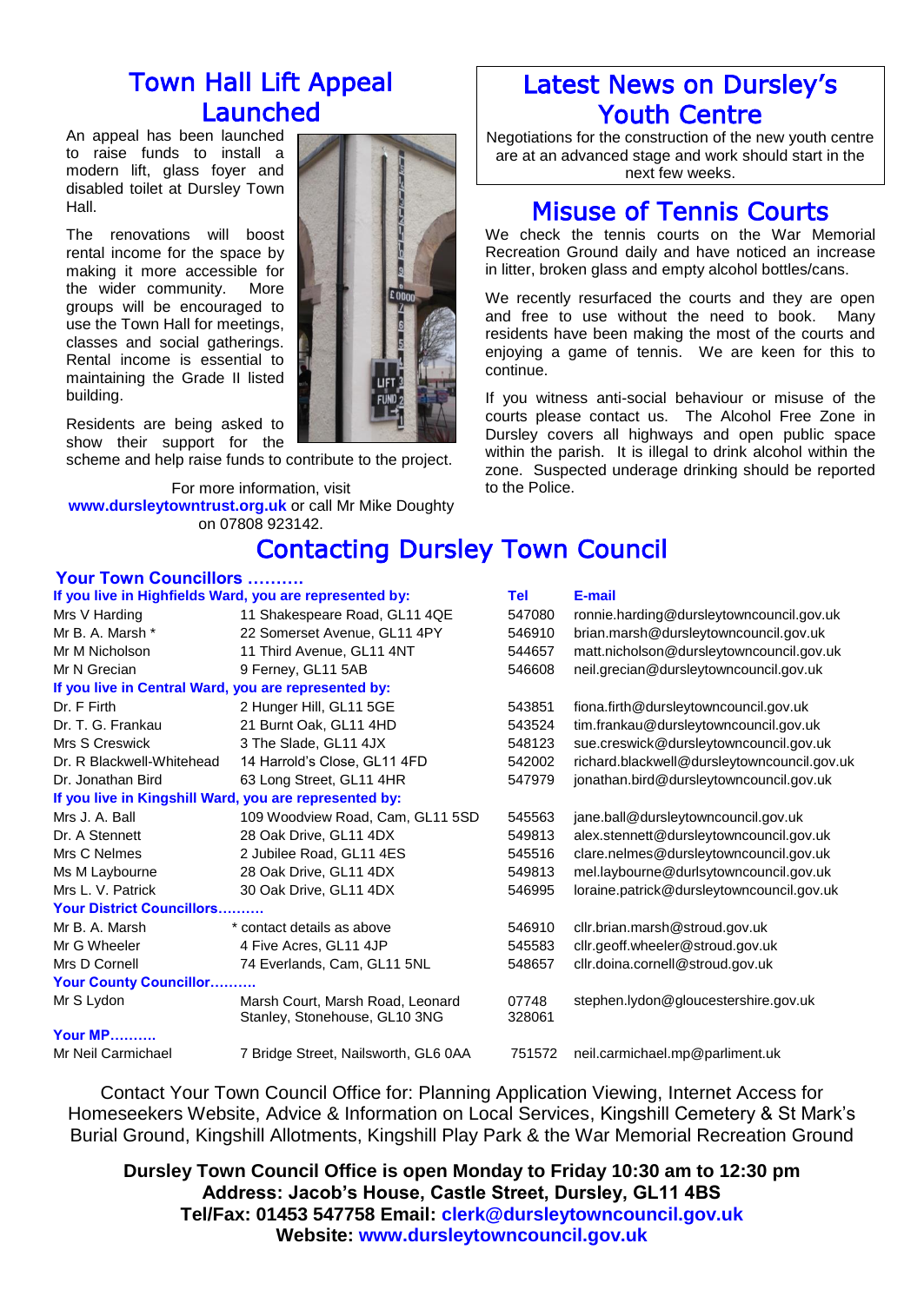## Town Hall Lift Appeal Launched

An appeal has been launched to raise funds to install a modern lift, glass foyer and disabled toilet at Dursley Town Hall.

The renovations will boost rental income for the space by making it more accessible for the wider community. More groups will be encouraged to use the Town Hall for meetings, classes and social gatherings. Rental income is essential to maintaining the Grade II listed building.

Residents are being asked to show their support for the scheme and help raise funds to contribute to the project.

For more information, visit **www.dursleytowntrust.org.uk** or call Mr Mike Doughty on 07808 923142.

## Latest News on Dursley's Youth Centre

Negotiations for the construction of the new youth centre are at an advanced stage and work should start in the next few weeks.

## Misuse of Tennis Courts

We check the tennis courts on the War Memorial Recreation Ground daily and have noticed an increase in litter, broken glass and empty alcohol bottles/cans.

We recently resurfaced the courts and they are open and free to use without the need to book. Many residents have been making the most of the courts and enjoying a game of tennis. We are keen for this to continue.

If you witness anti-social behaviour or misuse of the courts please contact us. The Alcohol Free Zone in Dursley covers all highways and open public space within the parish. It is illegal to drink alcohol within the zone. Suspected underage drinking should be reported to the Police.

## Contacting Dursley Town Council

### Your Town Councillors ……….

| | | Tel | E-mail |
|---|---|---|---|
| **If you live in Highfields Ward, you are represented by:** | | | |
| Mrs V Harding | 11 Shakespeare Road, GL11 4QE | 547080 | ronnie.harding@dursleytowncouncil.gov.uk |
| Mr B. A. Marsh * | 22 Somerset Avenue, GL11 4PY | 546910 | brian.marsh@dursleytowncouncil.gov.uk |
| Mr M Nicholson | 11 Third Avenue, GL11 4NT | 544657 | matt.nicholson@dursleytowncouncil.gov.uk |
| Mr N Grecian | 9 Ferney, GL11 5AB | 546608 | neil.grecian@dursleytowncouncil.gov.uk |
| **If you live in Central Ward, you are represented by:** | | | |
| Dr. F Firth | 2 Hunger Hill, GL11 5GE | 543851 | fiona.firth@dursleytowncouncil.gov.uk |
| Dr. T. G. Frankau | 21 Burnt Oak, GL11 4HD | 543524 | tim.frankau@dursleytowncouncil.gov.uk |
| Mrs S Creswick | 3 The Slade, GL11 4JX | 548123 | sue.creswick@dursleytowncouncil.gov.uk |
| Dr. R Blackwell-Whitehead | 14 Harrold's Close, GL11 4FD | 542002 | richard.blackwell@dursleytowncouncil.gov.uk |
| Dr. Jonathan Bird | 63 Long Street, GL11 4HR | 547979 | jonathan.bird@dursleytowncouncil.gov.uk |
| **If you live in Kingshill Ward, you are represented by:** | | | |
| Mrs J. A. Ball | 109 Woodview Road, Cam, GL11 5SD | 545563 | jane.ball@dursleytowncouncil.gov.uk |
| Dr. A Stennett | 28 Oak Drive, GL11 4DX | 549813 | alex.stennett@dursleytowncouncil.gov.uk |
| Mrs C Nelmes | 2 Jubilee Road, GL11 4ES | 545516 | clare.nelmes@dursleytowncouncil.gov.uk |
| Ms M Laybourne | 28 Oak Drive, GL11 4DX | 549813 | mel.laybourne@durlsytowncouncil.gov.uk |
| Mrs L. V. Patrick | 30 Oak Drive, GL11 4DX | 546995 | loraine.patrick@dursleytowncouncil.gov.uk |
| **Your District Councillors……….** | | | |
| Mr B. A. Marsh | * contact details as above | 546910 | cllr.brian.marsh@stroud.gov.uk |
| Mr G Wheeler | 4 Five Acres, GL11 4JP | 545583 | cllr.geoff.wheeler@stroud.gov.uk |
| Mrs D Cornell | 74 Everlands, Cam, GL11 5NL | 548657 | cllr.doina.cornell@stroud.gov.uk |
| **Your County Councillor……….** | | | |
| Mr S Lydon | Marsh Court, Marsh Road, Leonard Stanley, Stonehouse, GL10 3NG | 07748 328061 | stephen.lydon@gloucestershire.gov.uk |
| **Your MP……….** | | | |
| Mr Neil Carmichael | 7 Bridge Street, Nailsworth, GL6 0AA | 751572 | neil.carmichael.mp@parliment.uk |

Contact Your Town Council Office for: Planning Application Viewing, Internet Access for Homeseekers Website, Advice & Information on Local Services, Kingshill Cemetery & St Mark's Burial Ground, Kingshill Allotments, Kingshill Play Park & the War Memorial Recreation Ground

**Dursley Town Council Office is open Monday to Friday 10:30 am to 12:30 pm**
**Address: Jacob's House, Castle Street, Dursley, GL11 4BS**
**Tel/Fax: 01453 547758 Email: clerk@dursleytowncouncil.gov.uk**
**Website: www.dursleytowncouncil.gov.uk**